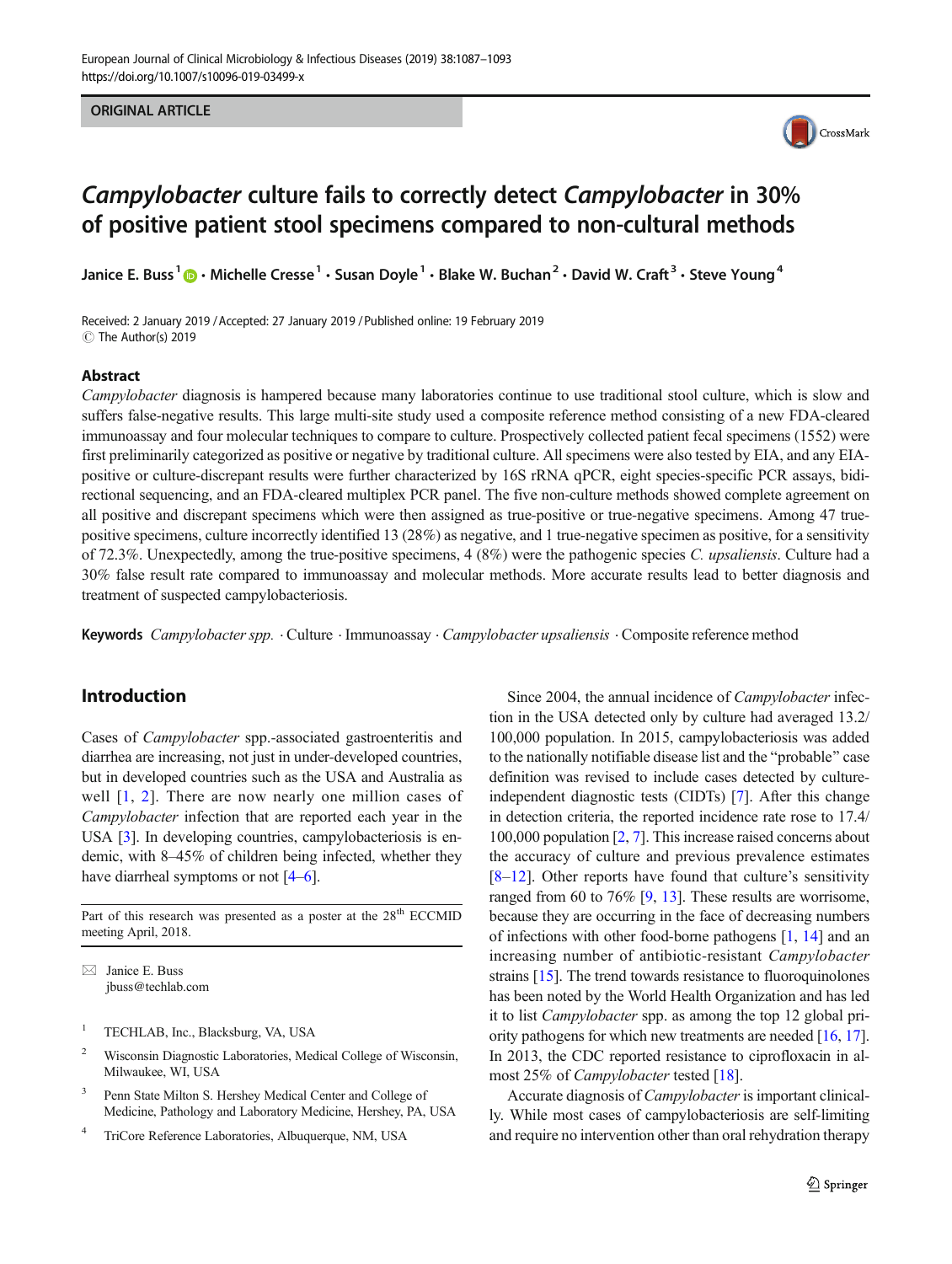ORIGINAL ARTICLE

# *Campylobacter* culture fails to correctly detect *Campylobacter* in 30% of positive patient stool specimens compared to non-cultural methods

Janice E. Buss[1] · Michelle Cresse[1] · Susan Doyle[1] · Blake W. Buchan[2] · David W. Craft[3] · Steve Young[4]

Received: 2 January 2019 / Accepted: 27 January 2019 / Published online: 19 February 2019
© The Author(s) 2019

## Abstract

*Campylobacter* diagnosis is hampered because many laboratories continue to use traditional stool culture, which is slow and suffers false-negative results. This large multi-site study used a composite reference method consisting of a new FDA-cleared immunoassay and four molecular techniques to compare to culture. Prospectively collected patient fecal specimens (1552) were first preliminarily categorized as positive or negative by traditional culture. All specimens were also tested by EIA, and any EIA-positive or culture-discrepant results were further characterized by 16S rRNA qPCR, eight species-specific PCR assays, bidirectional sequencing, and an FDA-cleared multiplex PCR panel. The five non-culture methods showed complete agreement on all positive and discrepant specimens which were then assigned as true-positive or true-negative specimens. Among 47 true-positive specimens, culture incorrectly identified 13 (28%) as negative, and 1 true-negative specimen as positive, for a sensitivity of 72.3%. Unexpectedly, among the true-positive specimens, 4 (8%) were the pathogenic species *C. upsaliensis*. Culture had a 30% false result rate compared to immunoassay and molecular methods. More accurate results lead to better diagnosis and treatment of suspected campylobacteriosis.

**Keywords** *Campylobacter spp.* · Culture · Immunoassay · *Campylobacter upsaliensis* · Composite reference method

## Introduction

Cases of *Campylobacter* spp.-associated gastroenteritis and diarrhea are increasing, not just in under-developed countries, but in developed countries such as the USA and Australia as well [1, 2]. There are now nearly one million cases of *Campylobacter* infection that are reported each year in the USA [3]. In developing countries, campylobacteriosis is endemic, with 8–45% of children being infected, whether they have diarrheal symptoms or not [4–6].

Part of this research was presented as a poster at the 28th ECCMID meeting April, 2018.

✉ Janice E. Buss
jbuss@techlab.com

[1] TECHLAB, Inc., Blacksburg, VA, USA

[2] Wisconsin Diagnostic Laboratories, Medical College of Wisconsin, Milwaukee, WI, USA

[3] Penn State Milton S. Hershey Medical Center and College of Medicine, Pathology and Laboratory Medicine, Hershey, PA, USA

[4] TriCore Reference Laboratories, Albuquerque, NM, USA

Since 2004, the annual incidence of *Campylobacter* infection in the USA detected only by culture had averaged 13.2/100,000 population. In 2015, campylobacteriosis was added to the nationally notifiable disease list and the "probable" case definition was revised to include cases detected by culture-independent diagnostic tests (CIDTs) [7]. After this change in detection criteria, the reported incidence rate rose to 17.4/100,000 population [2, 7]. This increase raised concerns about the accuracy of culture and previous prevalence estimates [8–12]. Other reports have found that culture's sensitivity ranged from 60 to 76% [9, 13]. These results are worrisome, because they are occurring in the face of decreasing numbers of infections with other food-borne pathogens [1, 14] and an increasing number of antibiotic-resistant *Campylobacter* strains [15]. The trend towards resistance to fluoroquinolones has been noted by the World Health Organization and has led it to list *Campylobacter* spp. as among the top 12 global priority pathogens for which new treatments are needed [16, 17]. In 2013, the CDC reported resistance to ciprofloxacin in almost 25% of *Campylobacter* tested [18].

Accurate diagnosis of *Campylobacter* is important clinically. While most cases of campylobacteriosis are self-limiting and require no intervention other than oral rehydration therapy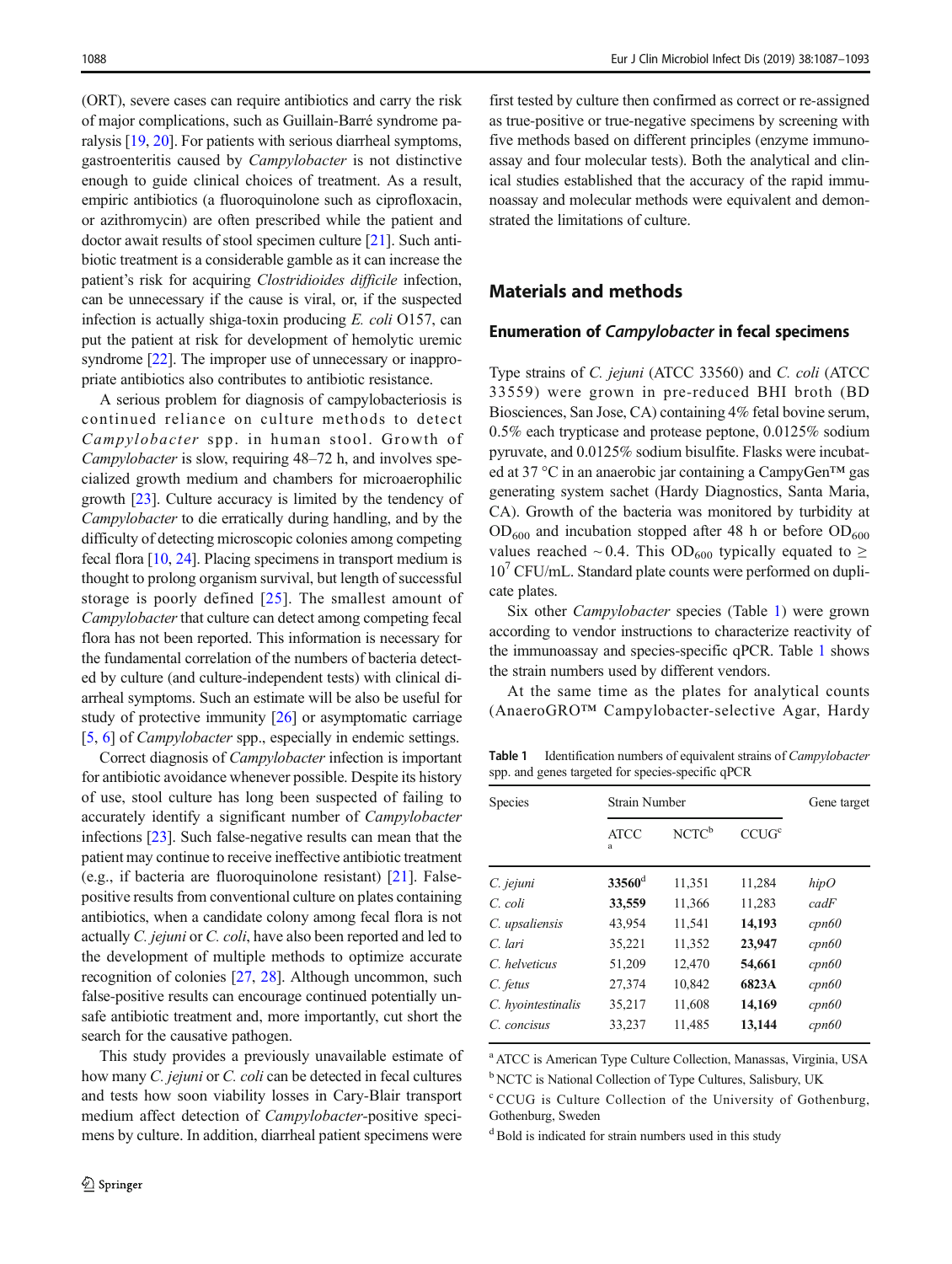(ORT), severe cases can require antibiotics and carry the risk of major complications, such as Guillain-Barré syndrome paralysis [19, 20]. For patients with serious diarrheal symptoms, gastroenteritis caused by *Campylobacter* is not distinctive enough to guide clinical choices of treatment. As a result, empiric antibiotics (a fluoroquinolone such as ciprofloxacin, or azithromycin) are often prescribed while the patient and doctor await results of stool specimen culture [21]. Such antibiotic treatment is a considerable gamble as it can increase the patient's risk for acquiring *Clostridioides difficile* infection, can be unnecessary if the cause is viral, or, if the suspected infection is actually shiga-toxin producing *E. coli* O157, can put the patient at risk for development of hemolytic uremic syndrome [22]. The improper use of unnecessary or inappropriate antibiotics also contributes to antibiotic resistance.

A serious problem for diagnosis of campylobacteriosis is continued reliance on culture methods to detect *Campylobacter* spp. in human stool. Growth of *Campylobacter* is slow, requiring 48–72 h, and involves specialized growth medium and chambers for microaerophilic growth [23]. Culture accuracy is limited by the tendency of *Campylobacter* to die erratically during handling, and by the difficulty of detecting microscopic colonies among competing fecal flora [10, 24]. Placing specimens in transport medium is thought to prolong organism survival, but length of successful storage is poorly defined [25]. The smallest amount of *Campylobacter* that culture can detect among competing fecal flora has not been reported. This information is necessary for the fundamental correlation of the numbers of bacteria detected by culture (and culture-independent tests) with clinical diarrheal symptoms. Such an estimate will be also be useful for study of protective immunity [26] or asymptomatic carriage [5, 6] of *Campylobacter* spp., especially in endemic settings.

Correct diagnosis of *Campylobacter* infection is important for antibiotic avoidance whenever possible. Despite its history of use, stool culture has long been suspected of failing to accurately identify a significant number of *Campylobacter* infections [23]. Such false-negative results can mean that the patient may continue to receive ineffective antibiotic treatment (e.g., if bacteria are fluoroquinolone resistant) [21]. False-positive results from conventional culture on plates containing antibiotics, when a candidate colony among fecal flora is not actually *C. jejuni* or *C. coli*, have also been reported and led to the development of multiple methods to optimize accurate recognition of colonies [27, 28]. Although uncommon, such false-positive results can encourage continued potentially unsafe antibiotic treatment and, more importantly, cut short the search for the causative pathogen.

This study provides a previously unavailable estimate of how many *C. jejuni* or *C. coli* can be detected in fecal cultures and tests how soon viability losses in Cary-Blair transport medium affect detection of *Campylobacter*-positive specimens by culture. In addition, diarrheal patient specimens were first tested by culture then confirmed as correct or re-assigned as true-positive or true-negative specimens by screening with five methods based on different principles (enzyme immunoassay and four molecular tests). Both the analytical and clinical studies established that the accuracy of the rapid immunoassay and molecular methods were equivalent and demonstrated the limitations of culture.

## Materials and methods

### Enumeration of *Campylobacter* in fecal specimens

Type strains of *C. jejuni* (ATCC 33560) and *C. coli* (ATCC 33559) were grown in pre-reduced BHI broth (BD Biosciences, San Jose, CA) containing 4% fetal bovine serum, 0.5% each trypticase and protease peptone, 0.0125% sodium pyruvate, and 0.0125% sodium bisulfite. Flasks were incubated at 37 °C in an anaerobic jar containing a CampyGen™ gas generating system sachet (Hardy Diagnostics, Santa Maria, CA). Growth of the bacteria was monitored by turbidity at $OD_{600}$ and incubation stopped after 48 h or before $OD_{600}$ values reached ~ 0.4. This $OD_{600}$ typically equated to ≥ $10^7$ CFU/mL. Standard plate counts were performed on duplicate plates.

Six other *Campylobacter* species (Table 1) were grown according to vendor instructions to characterize reactivity of the immunoassay and species-specific qPCR. Table 1 shows the strain numbers used by different vendors.

At the same time as the plates for analytical counts (AnaeroGRO™ Campylobacter-selective Agar, Hardy

Table 1 Identification numbers of equivalent strains of *Campylobacter* spp. and genes targeted for species-specific qPCR

| Species | Strain Number | | | Gene target |
|---|---|---|---|---|
| | ATCC [a] | NCTC [b] | CCUG [c] | |
| *C. jejuni* | **33560** [d] | 11,351 | 11,284 | *hipO* |
| *C. coli* | **33,559** | 11,366 | 11,283 | *cadF* |
| *C. upsaliensis* | 43,954 | 11,541 | **14,193** | *cpn60* |
| *C. lari* | 35,221 | 11,352 | **23,947** | *cpn60* |
| *C. helveticus* | 51,209 | 12,470 | **54,661** | *cpn60* |
| *C. fetus* | 27,374 | 10,842 | **6823A** | *cpn60* |
| *C. hyointestinalis* | 35,217 | 11,608 | **14,169** | *cpn60* |
| *C. concisus* | 33,237 | 11,485 | **13,144** | *cpn60* |

[a] ATCC is American Type Culture Collection, Manassas, Virginia, USA

[b] NCTC is National Collection of Type Cultures, Salisbury, UK

[c] CCUG is Culture Collection of the University of Gothenburg, Gothenburg, Sweden

[d] Bold is indicated for strain numbers used in this study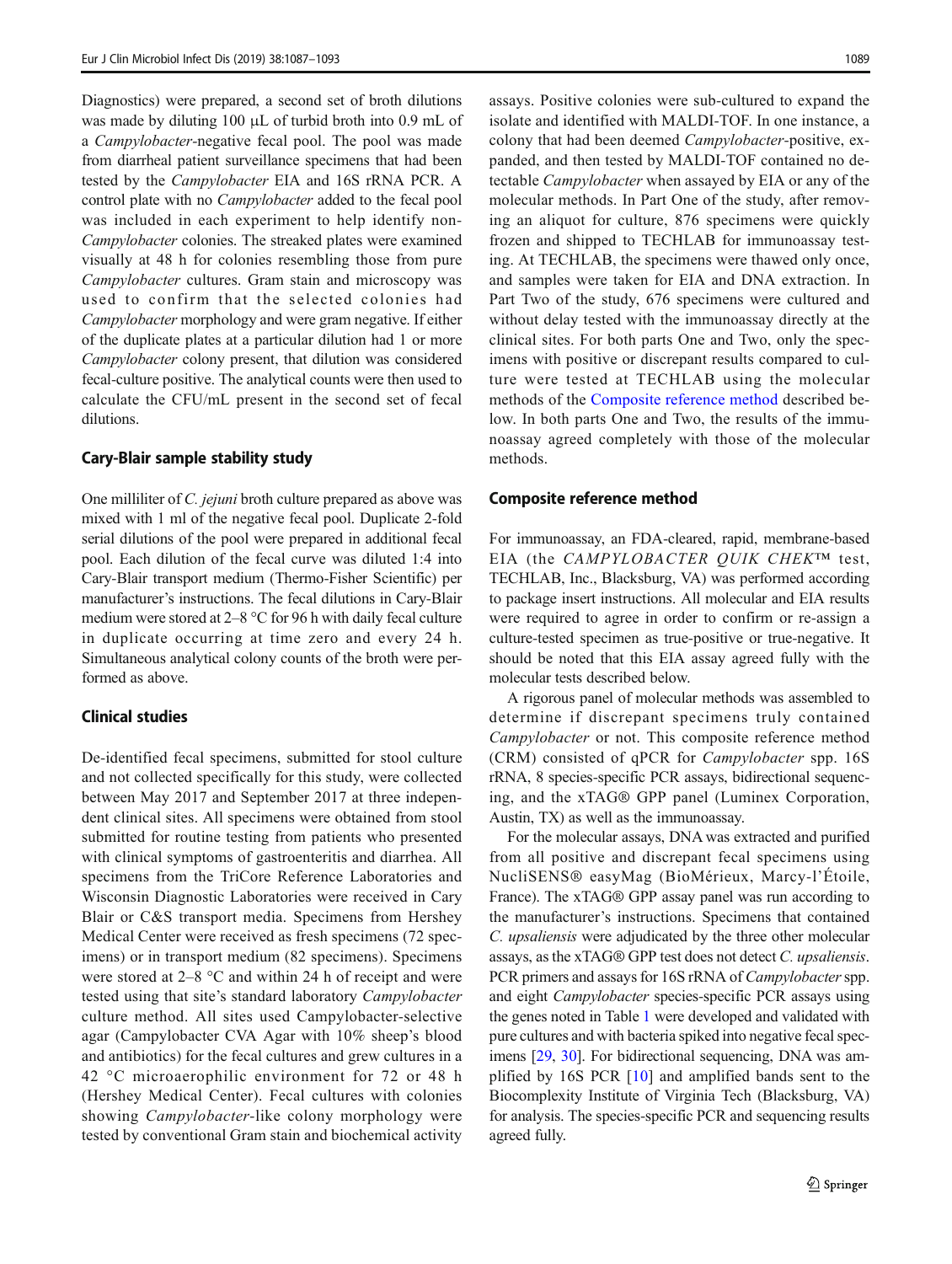Diagnostics) were prepared, a second set of broth dilutions was made by diluting 100 μL of turbid broth into 0.9 mL of a *Campylobacter*-negative fecal pool. The pool was made from diarrheal patient surveillance specimens that had been tested by the *Campylobacter* EIA and 16S rRNA PCR. A control plate with no *Campylobacter* added to the fecal pool was included in each experiment to help identify non-*Campylobacter* colonies. The streaked plates were examined visually at 48 h for colonies resembling those from pure *Campylobacter* cultures. Gram stain and microscopy was used to confirm that the selected colonies had *Campylobacter* morphology and were gram negative. If either of the duplicate plates at a particular dilution had 1 or more *Campylobacter* colony present, that dilution was considered fecal-culture positive. The analytical counts were then used to calculate the CFU/mL present in the second set of fecal dilutions.

### Cary-Blair sample stability study

One milliliter of *C. jejuni* broth culture prepared as above was mixed with 1 ml of the negative fecal pool. Duplicate 2-fold serial dilutions of the pool were prepared in additional fecal pool. Each dilution of the fecal curve was diluted 1:4 into Cary-Blair transport medium (Thermo-Fisher Scientific) per manufacturer's instructions. The fecal dilutions in Cary-Blair medium were stored at 2–8 °C for 96 h with daily fecal culture in duplicate occurring at time zero and every 24 h. Simultaneous analytical colony counts of the broth were performed as above.

### Clinical studies

De-identified fecal specimens, submitted for stool culture and not collected specifically for this study, were collected between May 2017 and September 2017 at three independent clinical sites. All specimens were obtained from stool submitted for routine testing from patients who presented with clinical symptoms of gastroenteritis and diarrhea. All specimens from the TriCore Reference Laboratories and Wisconsin Diagnostic Laboratories were received in Cary Blair or C&S transport media. Specimens from Hershey Medical Center were received as fresh specimens (72 specimens) or in transport medium (82 specimens). Specimens were stored at 2–8 °C and within 24 h of receipt and were tested using that site's standard laboratory *Campylobacter* culture method. All sites used Campylobacter-selective agar (Campylobacter CVA Agar with 10% sheep's blood and antibiotics) for the fecal cultures and grew cultures in a 42 °C microaerophilic environment for 72 or 48 h (Hershey Medical Center). Fecal cultures with colonies showing *Campylobacter*-like colony morphology were tested by conventional Gram stain and biochemical activity assays. Positive colonies were sub-cultured to expand the isolate and identified with MALDI-TOF. In one instance, a colony that had been deemed *Campylobacter*-positive, expanded, and then tested by MALDI-TOF contained no detectable *Campylobacter* when assayed by EIA or any of the molecular methods. In Part One of the study, after removing an aliquot for culture, 876 specimens were quickly frozen and shipped to TECHLAB for immunoassay testing. At TECHLAB, the specimens were thawed only once, and samples were taken for EIA and DNA extraction. In Part Two of the study, 676 specimens were cultured and without delay tested with the immunoassay directly at the clinical sites. For both parts One and Two, only the specimens with positive or discrepant results compared to culture were tested at TECHLAB using the molecular methods of the Composite reference method described below. In both parts One and Two, the results of the immunoassay agreed completely with those of the molecular methods.

### Composite reference method

For immunoassay, an FDA-cleared, rapid, membrane-based EIA (the *CAMPYLOBACTER QUIK CHEK*™ test, TECHLAB, Inc., Blacksburg, VA) was performed according to package insert instructions. All molecular and EIA results were required to agree in order to confirm or re-assign a culture-tested specimen as true-positive or true-negative. It should be noted that this EIA assay agreed fully with the molecular tests described below.

A rigorous panel of molecular methods was assembled to determine if discrepant specimens truly contained *Campylobacter* or not. This composite reference method (CRM) consisted of qPCR for *Campylobacter* spp. 16S rRNA, 8 species-specific PCR assays, bidirectional sequencing, and the xTAG® GPP panel (Luminex Corporation, Austin, TX) as well as the immunoassay.

For the molecular assays, DNA was extracted and purified from all positive and discrepant fecal specimens using NucliSENS® easyMag (BioMérieux, Marcy-l'Étoile, France). The xTAG® GPP assay panel was run according to the manufacturer's instructions. Specimens that contained *C. upsaliensis* were adjudicated by the three other molecular assays, as the xTAG® GPP test does not detect *C. upsaliensis*. PCR primers and assays for 16S rRNA of *Campylobacter* spp. and eight *Campylobacter* species-specific PCR assays using the genes noted in Table 1 were developed and validated with pure cultures and with bacteria spiked into negative fecal specimens [29, 30]. For bidirectional sequencing, DNA was amplified by 16S PCR [10] and amplified bands sent to the Biocomplexity Institute of Virginia Tech (Blacksburg, VA) for analysis. The species-specific PCR and sequencing results agreed fully.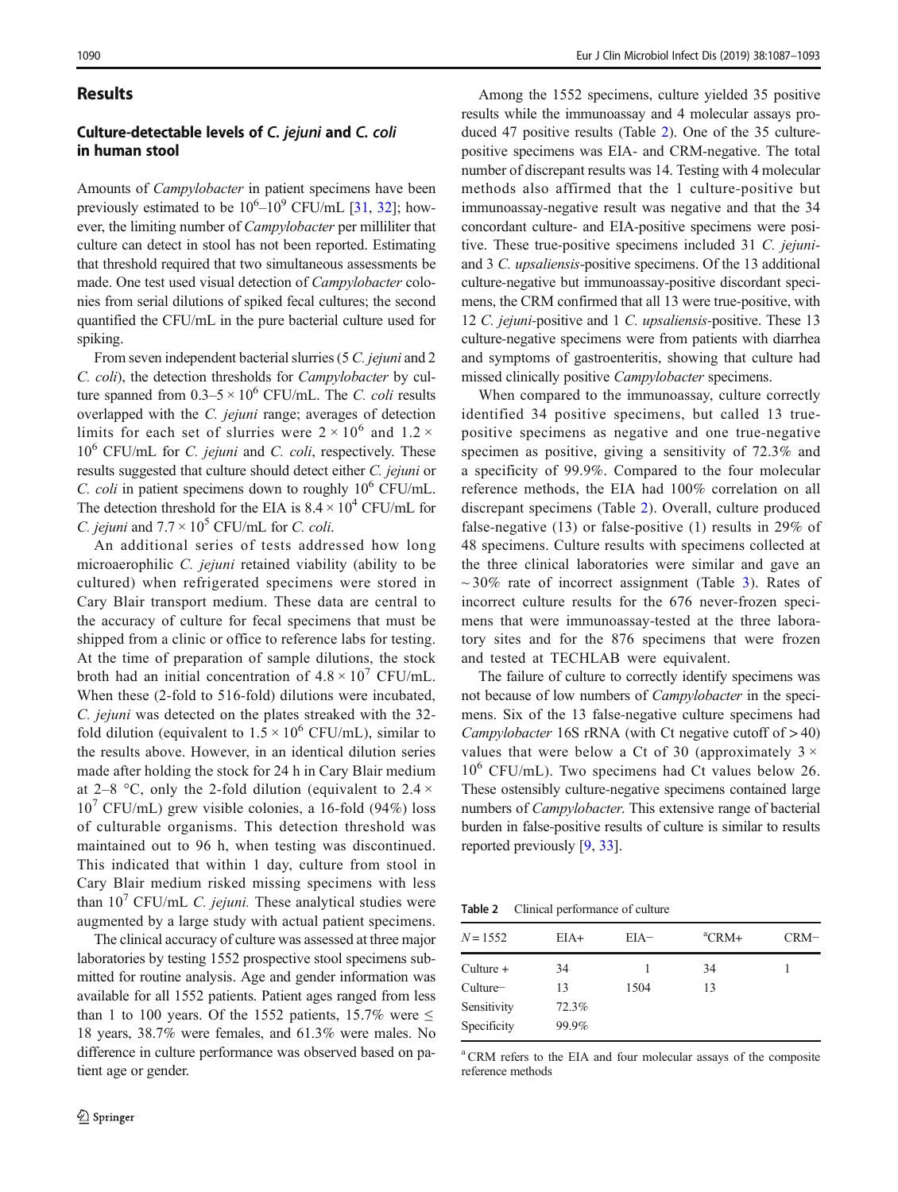## Results

### Culture-detectable levels of *C. jejuni* and *C. coli* in human stool

Amounts of *Campylobacter* in patient specimens have been previously estimated to be $10^6$–$10^9$ CFU/mL [31, 32]; however, the limiting number of *Campylobacter* per milliliter that culture can detect in stool has not been reported. Estimating that threshold required that two simultaneous assessments be made. One test used visual detection of *Campylobacter* colonies from serial dilutions of spiked fecal cultures; the second quantified the CFU/mL in the pure bacterial culture used for spiking.

From seven independent bacterial slurries (5 *C. jejuni* and 2 *C. coli*), the detection thresholds for *Campylobacter* by culture spanned from $0.3$–$5 \times 10^6$ CFU/mL. The *C. coli* results overlapped with the *C. jejuni* range; averages of detection limits for each set of slurries were $2 \times 10^6$ and $1.2 \times 10^6$ CFU/mL for *C. jejuni* and *C. coli*, respectively. These results suggested that culture should detect either *C. jejuni* or *C. coli* in patient specimens down to roughly $10^6$ CFU/mL. The detection threshold for the EIA is $8.4 \times 10^4$ CFU/mL for *C. jejuni* and $7.7 \times 10^5$ CFU/mL for *C. coli*.

An additional series of tests addressed how long microaerophilic *C. jejuni* retained viability (ability to be cultured) when refrigerated specimens were stored in Cary Blair transport medium. These data are central to the accuracy of culture for fecal specimens that must be shipped from a clinic or office to reference labs for testing. At the time of preparation of sample dilutions, the stock broth had an initial concentration of $4.8 \times 10^7$ CFU/mL. When these (2-fold to 516-fold) dilutions were incubated, *C. jejuni* was detected on the plates streaked with the 32-fold dilution (equivalent to $1.5 \times 10^6$ CFU/mL), similar to the results above. However, in an identical dilution series made after holding the stock for 24 h in Cary Blair medium at 2–8 °C, only the 2-fold dilution (equivalent to $2.4 \times 10^7$ CFU/mL) grew visible colonies, a 16-fold (94%) loss of culturable organisms. This detection threshold was maintained out to 96 h, when testing was discontinued. This indicated that within 1 day, culture from stool in Cary Blair medium risked missing specimens with less than $10^7$ CFU/mL *C. jejuni.* These analytical studies were augmented by a large study with actual patient specimens.

The clinical accuracy of culture was assessed at three major laboratories by testing 1552 prospective stool specimens submitted for routine analysis. Age and gender information was available for all 1552 patients. Patient ages ranged from less than 1 to 100 years. Of the 1552 patients, 15.7% were ≤ 18 years, 38.7% were females, and 61.3% were males. No difference in culture performance was observed based on patient age or gender.

Among the 1552 specimens, culture yielded 35 positive results while the immunoassay and 4 molecular assays produced 47 positive results (Table 2). One of the 35 culture-positive specimens was EIA- and CRM-negative. The total number of discrepant results was 14. Testing with 4 molecular methods also affirmed that the 1 culture-positive but immunoassay-negative result was negative and that the 34 concordant culture- and EIA-positive specimens were positive. These true-positive specimens included 31 *C. jejuni*- and 3 *C. upsaliensis*-positive specimens. Of the 13 additional culture-negative but immunoassay-positive discordant specimens, the CRM confirmed that all 13 were true-positive, with 12 *C. jejuni*-positive and 1 *C. upsaliensis*-positive. These 13 culture-negative specimens were from patients with diarrhea and symptoms of gastroenteritis, showing that culture had missed clinically positive *Campylobacter* specimens.

When compared to the immunoassay, culture correctly identified 34 positive specimens, but called 13 true-positive specimens as negative and one true-negative specimen as positive, giving a sensitivity of 72.3% and a specificity of 99.9%. Compared to the four molecular reference methods, the EIA had 100% correlation on all discrepant specimens (Table 2). Overall, culture produced false-negative (13) or false-positive (1) results in 29% of 48 specimens. Culture results with specimens collected at the three clinical laboratories were similar and gave an ~30% rate of incorrect assignment (Table 3). Rates of incorrect culture results for the 676 never-frozen specimens that were immunoassay-tested at the three laboratory sites and for the 876 specimens that were frozen and tested at TECHLAB were equivalent.

The failure of culture to correctly identify specimens was not because of low numbers of *Campylobacter* in the specimens. Six of the 13 false-negative culture specimens had *Campylobacter* 16S rRNA (with Ct negative cutoff of > 40) values that were below a Ct of 30 (approximately $3 \times 10^6$ CFU/mL). Two specimens had Ct values below 26. These ostensibly culture-negative specimens contained large numbers of *Campylobacter*. This extensive range of bacterial burden in false-positive results of culture is similar to results reported previously [9, 33].

**Table 2** Clinical performance of culture

| $N = 1552$ | EIA+ | EIA− | [a]CRM+ | CRM− |
|---|---|---|---|---|
| Culture + | 34 | 1 | 34 | 1 |
| Culture− | 13 | 1504 | 13 | |
| Sensitivity | 72.3% | | | |
| Specificity | 99.9% | | | |

[a] CRM refers to the EIA and four molecular assays of the composite reference methods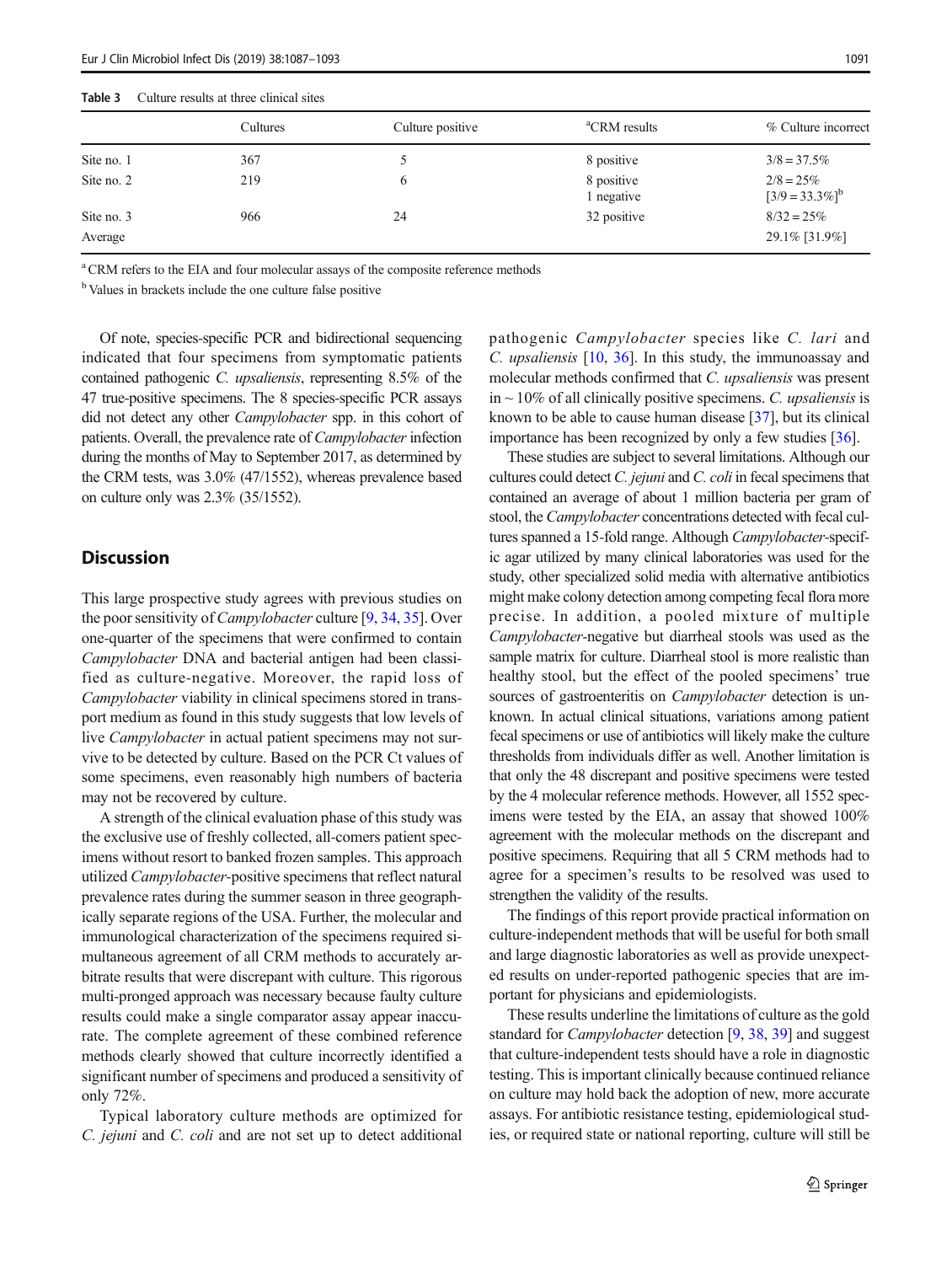**Table 3** Culture results at three clinical sites

| | Cultures | Culture positive | [a]CRM results | % Culture incorrect |
|---|---|---|---|---|
| Site no. 1 | 367 | 5 | 8 positive | 3/8 = 37.5% |
| Site no. 2 | 219 | 6 | 8 positive<br>1 negative | 2/8 = 25%<br>[3/9 = 33.3%][b] |
| Site no. 3 | 966 | 24 | 32 positive | 8/32 = 25% |
| Average | | | | 29.1% [31.9%] |

[a] CRM refers to the EIA and four molecular assays of the composite reference methods

[b] Values in brackets include the one culture false positive

Of note, species-specific PCR and bidirectional sequencing indicated that four specimens from symptomatic patients contained pathogenic *C. upsaliensis*, representing 8.5% of the 47 true-positive specimens. The 8 species-specific PCR assays did not detect any other *Campylobacter* spp. in this cohort of patients. Overall, the prevalence rate of *Campylobacter* infection during the months of May to September 2017, as determined by the CRM tests, was 3.0% (47/1552), whereas prevalence based on culture only was 2.3% (35/1552).

## Discussion

This large prospective study agrees with previous studies on the poor sensitivity of *Campylobacter* culture [9, 34, 35]. Over one-quarter of the specimens that were confirmed to contain *Campylobacter* DNA and bacterial antigen had been classified as culture-negative. Moreover, the rapid loss of *Campylobacter* viability in clinical specimens stored in transport medium as found in this study suggests that low levels of live *Campylobacter* in actual patient specimens may not survive to be detected by culture. Based on the PCR Ct values of some specimens, even reasonably high numbers of bacteria may not be recovered by culture.

A strength of the clinical evaluation phase of this study was the exclusive use of freshly collected, all-comers patient specimens without resort to banked frozen samples. This approach utilized *Campylobacter*-positive specimens that reflect natural prevalence rates during the summer season in three geographically separate regions of the USA. Further, the molecular and immunological characterization of the specimens required simultaneous agreement of all CRM methods to accurately arbitrate results that were discrepant with culture. This rigorous multi-pronged approach was necessary because faulty culture results could make a single comparator assay appear inaccurate. The complete agreement of these combined reference methods clearly showed that culture incorrectly identified a significant number of specimens and produced a sensitivity of only 72%.

Typical laboratory culture methods are optimized for *C. jejuni* and *C. coli* and are not set up to detect additional pathogenic *Campylobacter* species like *C. lari* and *C. upsaliensis* [10, 36]. In this study, the immunoassay and molecular methods confirmed that *C. upsaliensis* was present in ~ 10% of all clinically positive specimens. *C. upsaliensis* is known to be able to cause human disease [37], but its clinical importance has been recognized by only a few studies [36].

These studies are subject to several limitations. Although our cultures could detect *C. jejuni* and *C. coli* in fecal specimens that contained an average of about 1 million bacteria per gram of stool, the *Campylobacter* concentrations detected with fecal cultures spanned a 15-fold range. Although *Campylobacter*-specific agar utilized by many clinical laboratories was used for the study, other specialized solid media with alternative antibiotics might make colony detection among competing fecal flora more precise. In addition, a pooled mixture of multiple *Campylobacter*-negative but diarrheal stools was used as the sample matrix for culture. Diarrheal stool is more realistic than healthy stool, but the effect of the pooled specimens' true sources of gastroenteritis on *Campylobacter* detection is unknown. In actual clinical situations, variations among patient fecal specimens or use of antibiotics will likely make the culture thresholds from individuals differ as well. Another limitation is that only the 48 discrepant and positive specimens were tested by the 4 molecular reference methods. However, all 1552 specimens were tested by the EIA, an assay that showed 100% agreement with the molecular methods on the discrepant and positive specimens. Requiring that all 5 CRM methods had to agree for a specimen's results to be resolved was used to strengthen the validity of the results.

The findings of this report provide practical information on culture-independent methods that will be useful for both small and large diagnostic laboratories as well as provide unexpected results on under-reported pathogenic species that are important for physicians and epidemiologists.

These results underline the limitations of culture as the gold standard for *Campylobacter* detection [9, 38, 39] and suggest that culture-independent tests should have a role in diagnostic testing. This is important clinically because continued reliance on culture may hold back the adoption of new, more accurate assays. For antibiotic resistance testing, epidemiological studies, or required state or national reporting, culture will still be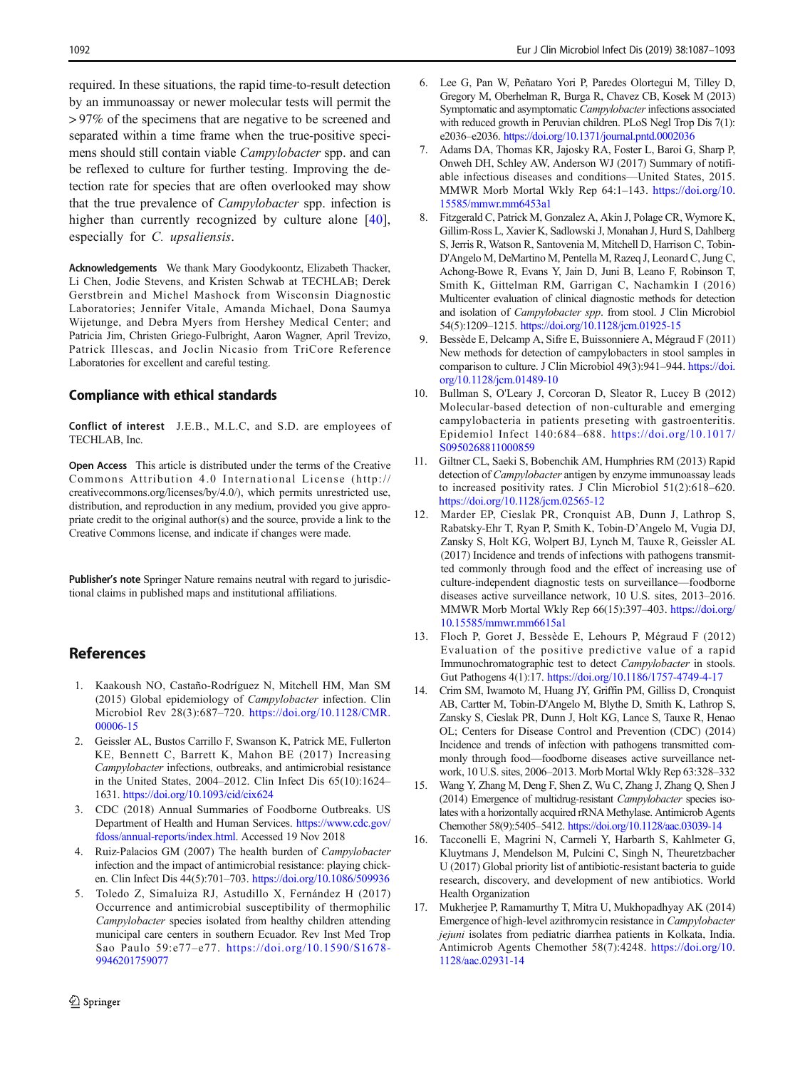required. In these situations, the rapid time-to-result detection by an immunoassay or newer molecular tests will permit the >97% of the specimens that are negative to be screened and separated within a time frame when the true-positive specimens should still contain viable *Campylobacter* spp. and can be reflexed to culture for further testing. Improving the detection rate for species that are often overlooked may show that the true prevalence of *Campylobacter* spp. infection is higher than currently recognized by culture alone [40], especially for *C. upsaliensis*.

**Acknowledgements** We thank Mary Goodykoontz, Elizabeth Thacker, Li Chen, Jodie Stevens, and Kristen Schwab at TECHLAB; Derek Gerstbrein and Michel Mashock from Wisconsin Diagnostic Laboratories; Jennifer Vitale, Amanda Michael, Dona Saumya Wijetunge, and Debra Myers from Hershey Medical Center; and Patricia Jim, Christen Griego-Fulbright, Aaron Wagner, April Trevizo, Patrick Illescas, and Joclin Nicasio from TriCore Reference Laboratories for excellent and careful testing.

## Compliance with ethical standards

**Conflict of interest** J.E.B., M.L.C, and S.D. are employees of TECHLAB, Inc.

**Open Access** This article is distributed under the terms of the Creative Commons Attribution 4.0 International License (http://creativecommons.org/licenses/by/4.0/), which permits unrestricted use, distribution, and reproduction in any medium, provided you give appropriate credit to the original author(s) and the source, provide a link to the Creative Commons license, and indicate if changes were made.

**Publisher's note** Springer Nature remains neutral with regard to jurisdictional claims in published maps and institutional affiliations.

## References

1. Kaakoush NO, Castaño-Rodríguez N, Mitchell HM, Man SM (2015) Global epidemiology of *Campylobacter* infection. Clin Microbiol Rev 28(3):687–720. https://doi.org/10.1128/CMR.00006-15
2. Geissler AL, Bustos Carrillo F, Swanson K, Patrick ME, Fullerton KE, Bennett C, Barrett K, Mahon BE (2017) Increasing *Campylobacter* infections, outbreaks, and antimicrobial resistance in the United States, 2004–2012. Clin Infect Dis 65(10):1624–1631. https://doi.org/10.1093/cid/cix624
3. CDC (2018) Annual Summaries of Foodborne Outbreaks. US Department of Health and Human Services. https://www.cdc.gov/fdoss/annual-reports/index.html. Accessed 19 Nov 2018
4. Ruiz-Palacios GM (2007) The health burden of *Campylobacter* infection and the impact of antimicrobial resistance: playing chicken. Clin Infect Dis 44(5):701–703. https://doi.org/10.1086/509936
5. Toledo Z, Simaluiza RJ, Astudillo X, Fernández H (2017) Occurrence and antimicrobial susceptibility of thermophilic *Campylobacter* species isolated from healthy children attending municipal care centers in southern Ecuador. Rev Inst Med Trop Sao Paulo 59:e77–e77. https://doi.org/10.1590/S1678-9946201759077
6. Lee G, Pan W, Peñataro Yori P, Paredes Olortegui M, Tilley D, Gregory M, Oberhelman R, Burga R, Chavez CB, Kosek M (2013) Symptomatic and asymptomatic *Campylobacter* infections associated with reduced growth in Peruvian children. PLoS Negl Trop Dis 7(1): e2036–e2036. https://doi.org/10.1371/journal.pntd.0002036
7. Adams DA, Thomas KR, Jajosky RA, Foster L, Baroi G, Sharp P, Onweh DH, Schley AW, Anderson WJ (2017) Summary of notifiable infectious diseases and conditions—United States, 2015. MMWR Morb Mortal Wkly Rep 64:1–143. https://doi.org/10.15585/mmwr.mm6453a1
8. Fitzgerald C, Patrick M, Gonzalez A, Akin J, Polage CR, Wymore K, Gillim-Ross L, Xavier K, Sadlowski J, Monahan J, Hurd S, Dahlberg S, Jerris R, Watson R, Santovenia M, Mitchell D, Harrison C, Tobin-D'Angelo M, DeMartino M, Pentella M, Razeq J, Leonard C, Jung C, Achong-Bowe R, Evans Y, Jain D, Juni B, Leano F, Robinson T, Smith K, Gittelman RM, Garrigan C, Nachamkin I (2016) Multicenter evaluation of clinical diagnostic methods for detection and isolation of *Campylobacter spp*. from stool. J Clin Microbiol 54(5):1209–1215. https://doi.org/10.1128/jcm.01925-15
9. Bessède E, Delcamp A, Sifre E, Buissonniere A, Mégraud F (2011) New methods for detection of campylobacters in stool samples in comparison to culture. J Clin Microbiol 49(3):941–944. https://doi.org/10.1128/jcm.01489-10
10. Bullman S, O'Leary J, Corcoran D, Sleator R, Lucey B (2012) Molecular-based detection of non-culturable and emerging campylobacteria in patients preseting with gastroenteritis. Epidemiol Infect 140:684–688. https://doi.org/10.1017/S0950268811000859
11. Giltner CL, Saeki S, Bobenchik AM, Humphries RM (2013) Rapid detection of *Campylobacter* antigen by enzyme immunoassay leads to increased positivity rates. J Clin Microbiol 51(2):618–620. https://doi.org/10.1128/jcm.02565-12
12. Marder EP, Cieslak PR, Cronquist AB, Dunn J, Lathrop S, Rabatsky-Ehr T, Ryan P, Smith K, Tobin-D'Angelo M, Vugia DJ, Zansky S, Holt KG, Wolpert BJ, Lynch M, Tauxe R, Geissler AL (2017) Incidence and trends of infections with pathogens transmitted commonly through food and the effect of increasing use of culture-independent diagnostic tests on surveillance—foodborne diseases active surveillance network, 10 U.S. sites, 2013–2016. MMWR Morb Mortal Wkly Rep 66(15):397–403. https://doi.org/10.15585/mmwr.mm6615a1
13. Floch P, Goret J, Bessède E, Lehours P, Mégraud F (2012) Evaluation of the positive predictive value of a rapid Immunochromatographic test to detect *Campylobacter* in stools. Gut Pathogens 4(1):17. https://doi.org/10.1186/1757-4749-4-17
14. Crim SM, Iwamoto M, Huang JY, Griffin PM, Gilliss D, Cronquist AB, Cartter M, Tobin-D'Angelo M, Blythe D, Smith K, Lathrop S, Zansky S, Cieslak PR, Dunn J, Holt KG, Lance S, Tauxe R, Henao OL; Centers for Disease Control and Prevention (CDC) (2014) Incidence and trends of infection with pathogens transmitted commonly through food—foodborne diseases active surveillance network, 10 U.S. sites, 2006–2013. Morb Mortal Wkly Rep 63:328–332
15. Wang Y, Zhang M, Deng F, Shen Z, Wu C, Zhang J, Zhang Q, Shen J (2014) Emergence of multidrug-resistant *Campylobacter* species isolates with a horizontally acquired rRNA Methylase. Antimicrob Agents Chemother 58(9):5405–5412. https://doi.org/10.1128/aac.03039-14
16. Tacconelli E, Magrini N, Carmeli Y, Harbarth S, Kahlmeter G, Kluytmans J, Mendelson M, Pulcini C, Singh N, Theuretzbacher U (2017) Global priority list of antibiotic-resistant bacteria to guide research, discovery, and development of new antibiotics. World Health Organization
17. Mukherjee P, Ramamurthy T, Mitra U, Mukhopadhyay AK (2014) Emergence of high-level azithromycin resistance in *Campylobacter jejuni* isolates from pediatric diarrhea patients in Kolkata, India. Antimicrob Agents Chemother 58(7):4248. https://doi.org/10.1128/aac.02931-14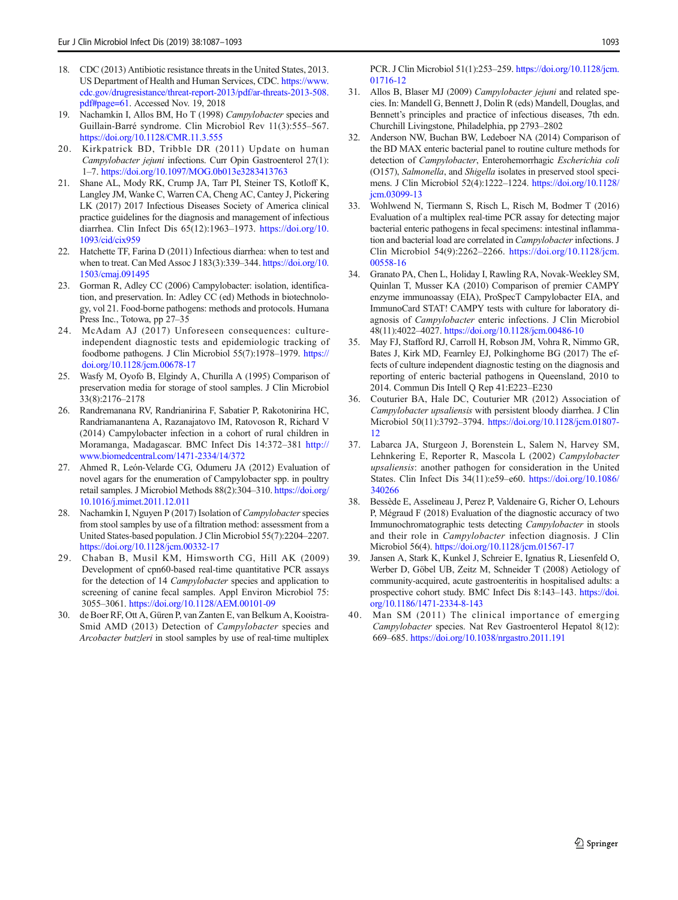18. CDC (2013) Antibiotic resistance threats in the United States, 2013. US Department of Health and Human Services, CDC. https://www.cdc.gov/drugresistance/threat-report-2013/pdf/ar-threats-2013-508.pdf#page=61. Accessed Nov. 19, 2018
19. Nachamkin I, Allos BM, Ho T (1998) *Campylobacter* species and Guillain-Barré syndrome. Clin Microbiol Rev 11(3):555–567. https://doi.org/10.1128/CMR.11.3.555
20. Kirkpatrick BD, Tribble DR (2011) Update on human *Campylobacter jejuni* infections. Curr Opin Gastroenterol 27(1): 1–7. https://doi.org/10.1097/MOG.0b013e3283413763
21. Shane AL, Mody RK, Crump JA, Tarr PI, Steiner TS, Kotloff K, Langley JM, Wanke C, Warren CA, Cheng AC, Cantey J, Pickering LK (2017) 2017 Infectious Diseases Society of America clinical practice guidelines for the diagnosis and management of infectious diarrhea. Clin Infect Dis 65(12):1963–1973. https://doi.org/10.1093/cid/cix959
22. Hatchette TF, Farina D (2011) Infectious diarrhea: when to test and when to treat. Can Med Assoc J 183(3):339–344. https://doi.org/10.1503/cmaj.091495
23. Gorman R, Adley CC (2006) Campylobacter: isolation, identification, and preservation. In: Adley CC (ed) Methods in biotechnology, vol 21. Food-borne pathogens: methods and protocols. Humana Press Inc., Totowa, pp 27–35
24. McAdam AJ (2017) Unforeseen consequences: culture-independent diagnostic tests and epidemiologic tracking of foodborne pathogens. J Clin Microbiol 55(7):1978–1979. https://doi.org/10.1128/jcm.00678-17
25. Wasfy M, Oyofo B, Elgindy A, Churilla A (1995) Comparison of preservation media for storage of stool samples. J Clin Microbiol 33(8):2176–2178
26. Randremanana RV, Randrianirina F, Sabatier P, Rakotonirina HC, Randriamanantena A, Razanajatovo IM, Ratovoson R, Richard V (2014) Campylobacter infection in a cohort of rural children in Moramanga, Madagascar. BMC Infect Dis 14:372–381 http://www.biomedcentral.com/1471-2334/14/372
27. Ahmed R, León-Velarde CG, Odumeru JA (2012) Evaluation of novel agars for the enumeration of Campylobacter spp. in poultry retail samples. J Microbiol Methods 88(2):304–310. https://doi.org/10.1016/j.mimet.2011.12.011
28. Nachamkin I, Nguyen P (2017) Isolation of *Campylobacter* species from stool samples by use of a filtration method: assessment from a United States-based population. J Clin Microbiol 55(7):2204–2207. https://doi.org/10.1128/jcm.00332-17
29. Chaban B, Musil KM, Himsworth CG, Hill AK (2009) Development of cpn60-based real-time quantitative PCR assays for the detection of 14 *Campylobacter* species and application to screening of canine fecal samples. Appl Environ Microbiol 75: 3055–3061. https://doi.org/10.1128/AEM.00101-09
30. de Boer RF, Ott A, Güren P, van Zanten E, van Belkum A, Kooistra-Smid AMD (2013) Detection of *Campylobacter* species and *Arcobacter butzleri* in stool samples by use of real-time multiplex PCR. J Clin Microbiol 51(1):253–259. https://doi.org/10.1128/jcm.01716-12
31. Allos B, Blaser MJ (2009) *Campylobacter jejuni* and related species. In: Mandell G, Bennett J, Dolin R (eds) Mandell, Douglas, and Bennett's principles and practice of infectious diseases, 7th edn. Churchill Livingstone, Philadelphia, pp 2793–2802
32. Anderson NW, Buchan BW, Ledeboer NA (2014) Comparison of the BD MAX enteric bacterial panel to routine culture methods for detection of *Campylobacter*, Enterohemorrhagic *Escherichia coli* (O157), *Salmonella*, and *Shigella* isolates in preserved stool specimens. J Clin Microbiol 52(4):1222–1224. https://doi.org/10.1128/jcm.03099-13
33. Wohlwend N, Tiermann S, Risch L, Risch M, Bodmer T (2016) Evaluation of a multiplex real-time PCR assay for detecting major bacterial enteric pathogens in fecal specimens: intestinal inflammation and bacterial load are correlated in *Campylobacter* infections. J Clin Microbiol 54(9):2262–2266. https://doi.org/10.1128/jcm.00558-16
34. Granato PA, Chen L, Holiday I, Rawling RA, Novak-Weekley SM, Quinlan T, Musser KA (2010) Comparison of premier CAMPY enzyme immunoassay (EIA), ProSpecT Campylobacter EIA, and ImmunoCard STAT! CAMPY tests with culture for laboratory diagnosis of *Campylobacter* enteric infections. J Clin Microbiol 48(11):4022–4027. https://doi.org/10.1128/jcm.00486-10
35. May FJ, Stafford RJ, Carroll H, Robson JM, Vohra R, Nimmo GR, Bates J, Kirk MD, Fearnley EJ, Polkinghorne BG (2017) The effects of culture independent diagnostic testing on the diagnosis and reporting of enteric bacterial pathogens in Queensland, 2010 to 2014. Commun Dis Intell Q Rep 41:E223–E230
36. Couturier BA, Hale DC, Couturier MR (2012) Association of *Campylobacter upsaliensis* with persistent bloody diarrhea. J Clin Microbiol 50(11):3792–3794. https://doi.org/10.1128/jcm.01807-12
37. Labarca JA, Sturgeon J, Borenstein L, Salem N, Harvey SM, Lehnkering E, Reporter R, Mascola L (2002) *Campylobacter upsaliensis*: another pathogen for consideration in the United States. Clin Infect Dis 34(11):e59–e60. https://doi.org/10.1086/340266
38. Bessède E, Asselineau J, Perez P, Valdenaire G, Richer O, Lehours P, Mégraud F (2018) Evaluation of the diagnostic accuracy of two Immunochromatographic tests detecting *Campylobacter* in stools and their role in *Campylobacter* infection diagnosis. J Clin Microbiol 56(4). https://doi.org/10.1128/jcm.01567-17
39. Jansen A, Stark K, Kunkel J, Schreier E, Ignatius R, Liesenfeld O, Werber D, Göbel UB, Zeitz M, Schneider T (2008) Aetiology of community-acquired, acute gastroenteritis in hospitalised adults: a prospective cohort study. BMC Infect Dis 8:143–143. https://doi.org/10.1186/1471-2334-8-143
40. Man SM (2011) The clinical importance of emerging *Campylobacter* species. Nat Rev Gastroenterol Hepatol 8(12): 669–685. https://doi.org/10.1038/nrgastro.2011.191